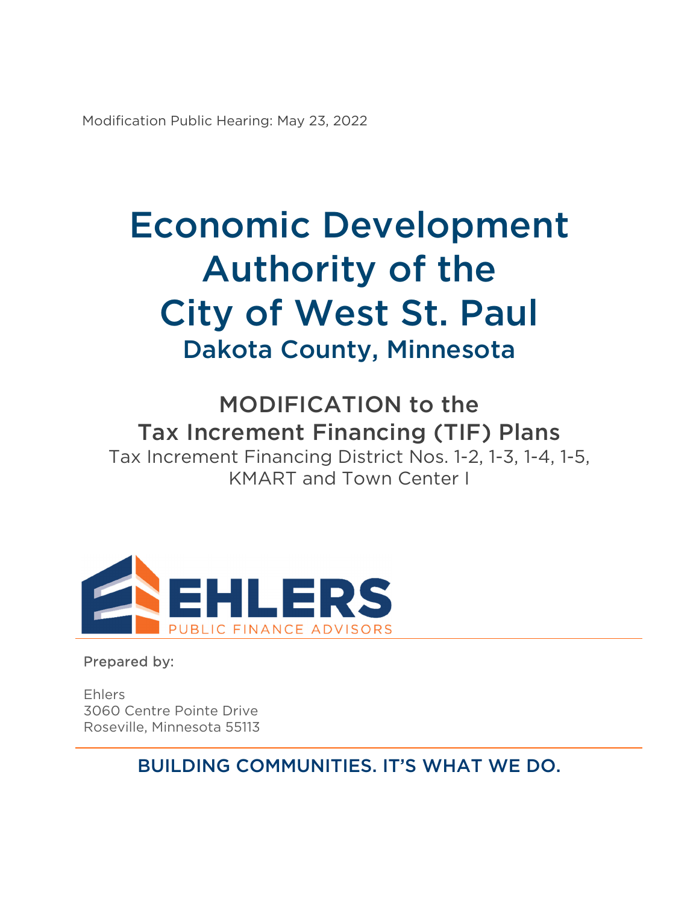Modification Public Hearing: May 23, 2022

# Economic Development Authority of the City of West St. Paul

## Dakota County, Minnesota

## MODIFICATION to the Tax Increment Financing (TIF) Plans

Tax Increment Financing District Nos. 1-2, 1-3, 1-4, 1-5, KMART and Town Center I

EHLERS
PUBLIC FINANCE ADVISORS

Prepared by:

Ehlers
3060 Centre Pointe Drive
Roseville, Minnesota 55113

BUILDING COMMUNITIES. IT'S WHAT WE DO.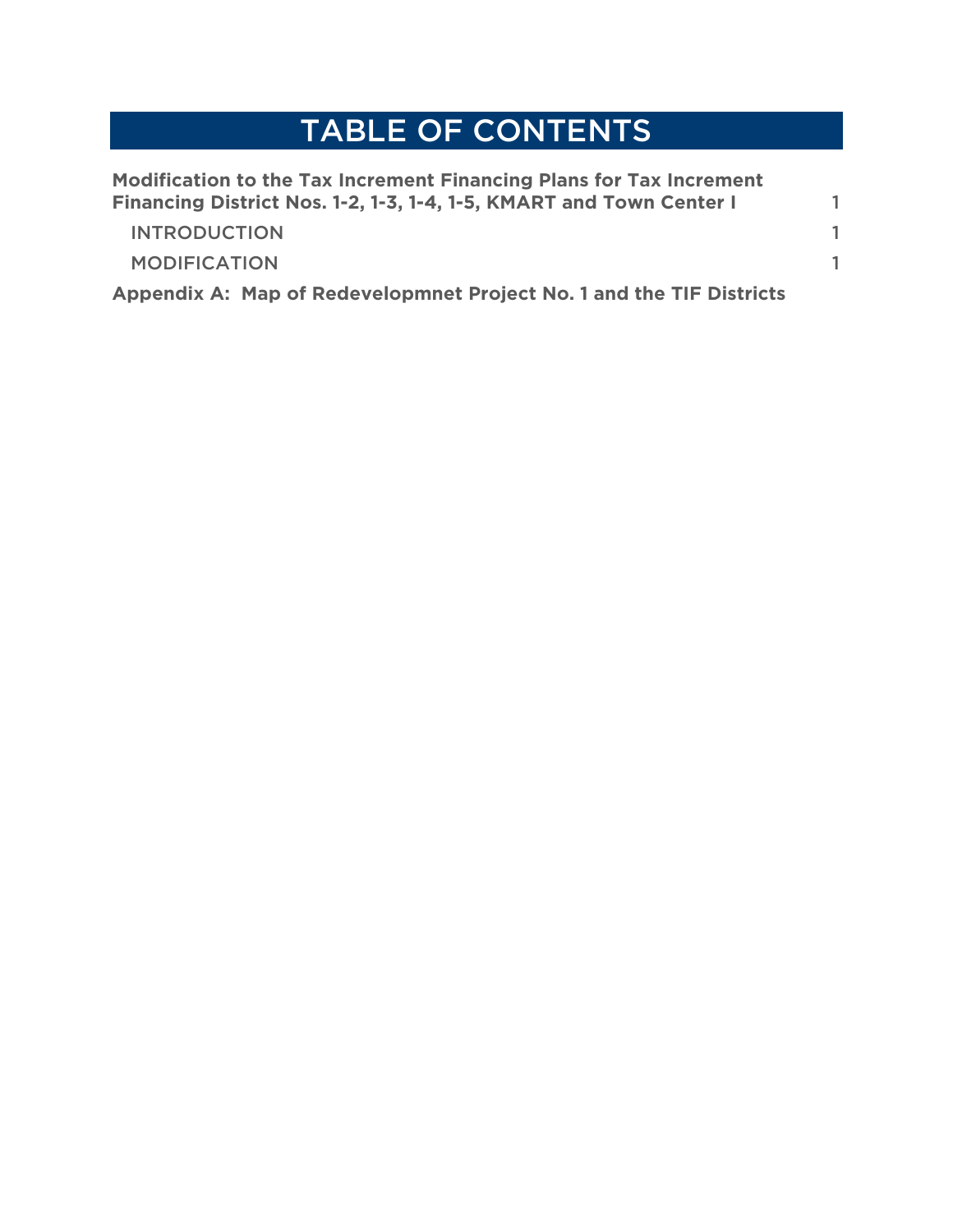# TABLE OF CONTENTS

| | |
|---|---|
| **Modification to the Tax Increment Financing Plans for Tax Increment Financing District Nos. 1-2, 1-3, 1-4, 1-5, KMART and Town Center I** | 1 |
| INTRODUCTION | 1 |
| MODIFICATION | 1 |
| **Appendix A: Map of Redevelopmnet Project No. 1 and the TIF Districts** | |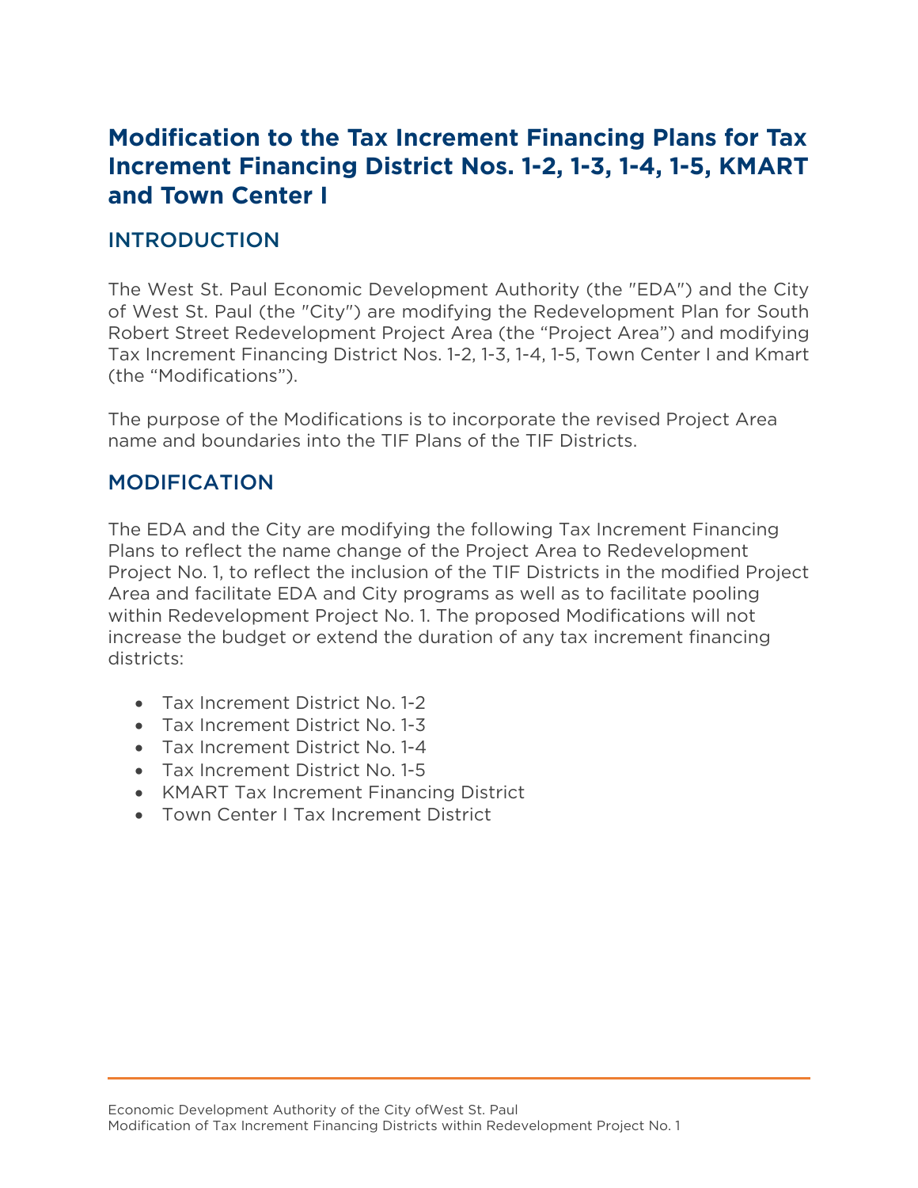# Modification to the Tax Increment Financing Plans for Tax Increment Financing District Nos. 1-2, 1-3, 1-4, 1-5, KMART and Town Center I

## INTRODUCTION

The West St. Paul Economic Development Authority (the "EDA") and the City of West St. Paul (the "City") are modifying the Redevelopment Plan for South Robert Street Redevelopment Project Area (the "Project Area") and modifying Tax Increment Financing District Nos. 1-2, 1-3, 1-4, 1-5, Town Center I and Kmart (the "Modifications").

The purpose of the Modifications is to incorporate the revised Project Area name and boundaries into the TIF Plans of the TIF Districts.

## MODIFICATION

The EDA and the City are modifying the following Tax Increment Financing Plans to reflect the name change of the Project Area to Redevelopment Project No. 1, to reflect the inclusion of the TIF Districts in the modified Project Area and facilitate EDA and City programs as well as to facilitate pooling within Redevelopment Project No. 1. The proposed Modifications will not increase the budget or extend the duration of any tax increment financing districts:

- Tax Increment District No. 1-2
- Tax Increment District No. 1-3
- Tax Increment District No. 1-4
- Tax Increment District No. 1-5
- KMART Tax Increment Financing District
- Town Center I Tax Increment District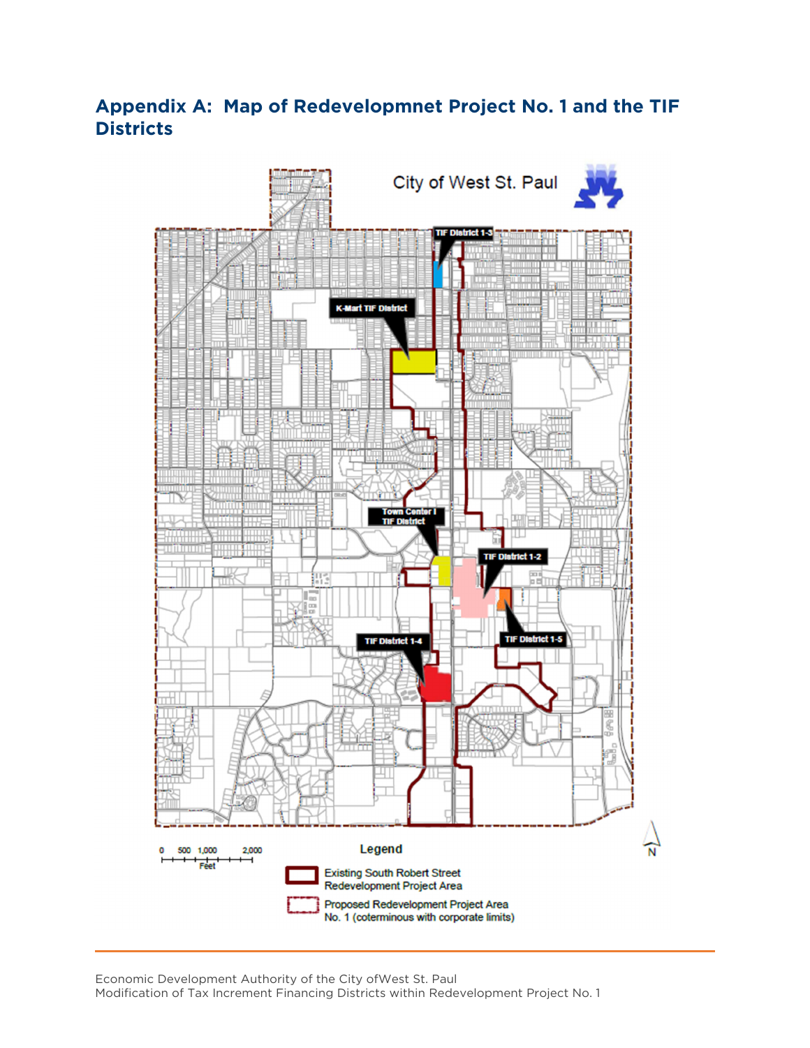## Appendix A: Map of Redevelopmnet Project No. 1 and the TIF Districts

City of West St. Paul

TIF District 1-3

K-Mart TIF District

Town Center I TIF District

TIF District 1-2

TIF District 1-5

TIF District 1-4

0 500 1,000 2,000
Feet

Legend

Existing South Robert Street Redevelopment Project Area

Proposed Redevelopment Project Area No. 1 (coterminous with corporate limits)

N

Economic Development Authority of the City ofWest St. Paul
Modification of Tax Increment Financing Districts within Redevelopment Project No. 1